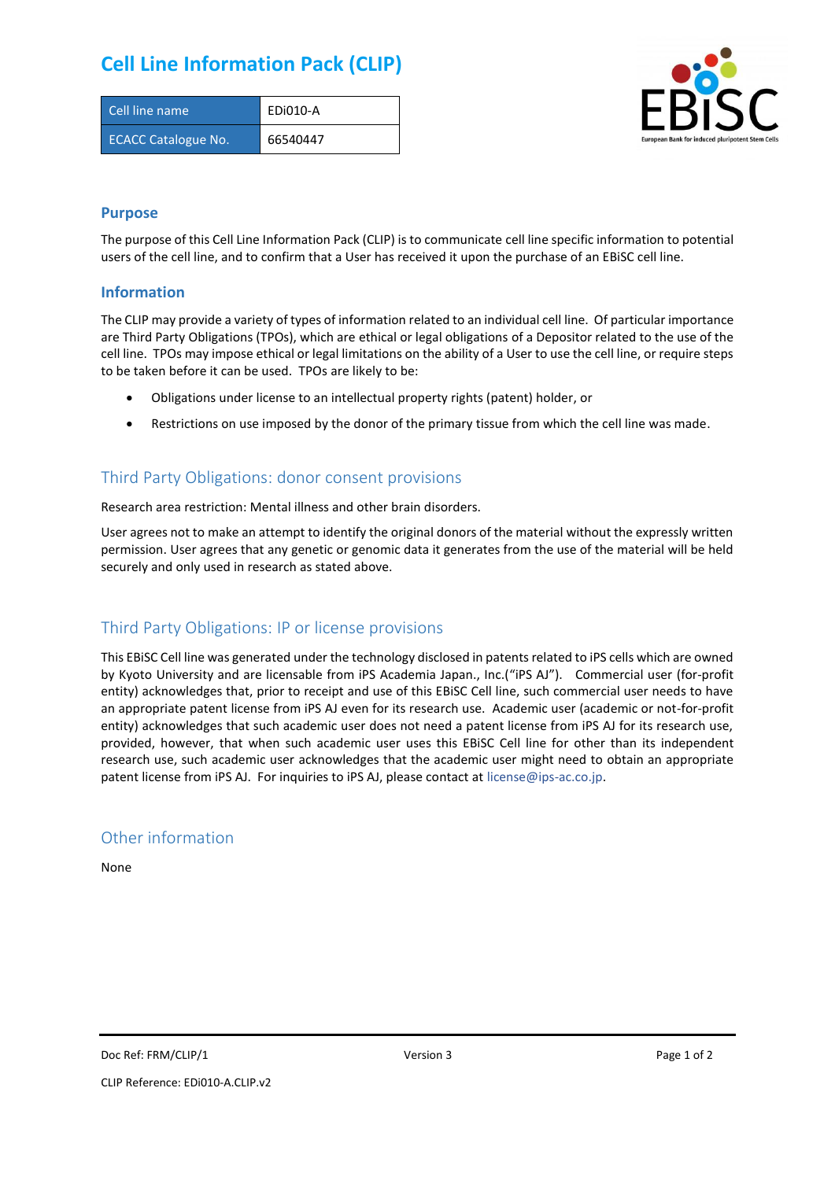# Cell Line Information Pack (CLIP)

| Cell line name | EDi010-A |
|---|---|
| ECACC Catalogue No. | 66540447 |

## Purpose

The purpose of this Cell Line Information Pack (CLIP) is to communicate cell line specific information to potential users of the cell line, and to confirm that a User has received it upon the purchase of an EBiSC cell line.

## Information

The CLIP may provide a variety of types of information related to an individual cell line. Of particular importance are Third Party Obligations (TPOs), which are ethical or legal obligations of a Depositor related to the use of the cell line. TPOs may impose ethical or legal limitations on the ability of a User to use the cell line, or require steps to be taken before it can be used. TPOs are likely to be:

- Obligations under license to an intellectual property rights (patent) holder, or
- Restrictions on use imposed by the donor of the primary tissue from which the cell line was made.

## Third Party Obligations: donor consent provisions

Research area restriction: Mental illness and other brain disorders.

User agrees not to make an attempt to identify the original donors of the material without the expressly written permission. User agrees that any genetic or genomic data it generates from the use of the material will be held securely and only used in research as stated above.

## Third Party Obligations: IP or license provisions

This EBiSC Cell line was generated under the technology disclosed in patents related to iPS cells which are owned by Kyoto University and are licensable from iPS Academia Japan., Inc.("iPS AJ"). Commercial user (for-profit entity) acknowledges that, prior to receipt and use of this EBiSC Cell line, such commercial user needs to have an appropriate patent license from iPS AJ even for its research use. Academic user (academic or not-for-profit entity) acknowledges that such academic user does not need a patent license from iPS AJ for its research use, provided, however, that when such academic user uses this EBiSC Cell line for other than its independent research use, such academic user acknowledges that the academic user might need to obtain an appropriate patent license from iPS AJ. For inquiries to iPS AJ, please contact at license@ips-ac.co.jp.

## Other information

None

Doc Ref: FRM/CLIP/1 Version 3

CLIP Reference: EDi010-A.CLIP.v2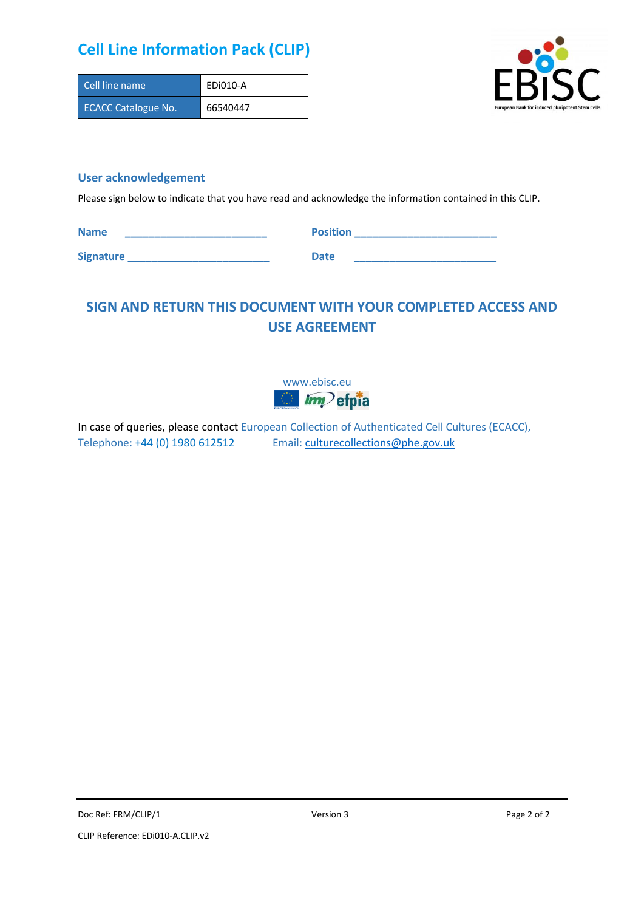# Cell Line Information Pack (CLIP)

| | |
|---|---|
| Cell line name | EDi010-A |
| ECACC Catalogue No. | 66540447 |

## User acknowledgement

Please sign below to indicate that you have read and acknowledge the information contained in this CLIP.

**Name** ________________________ **Position** ________________________

**Signature** ________________________ **Date** ________________________

## SIGN AND RETURN THIS DOCUMENT WITH YOUR COMPLETED ACCESS AND USE AGREEMENT

www.ebisc.eu

In case of queries, please contact European Collection of Authenticated Cell Cultures (ECACC), Telephone: +44 (0) 1980 612512 Email: culturecollections@phe.gov.uk

Doc Ref: FRM/CLIP/1 Version 3

CLIP Reference: EDi010-A.CLIP.v2